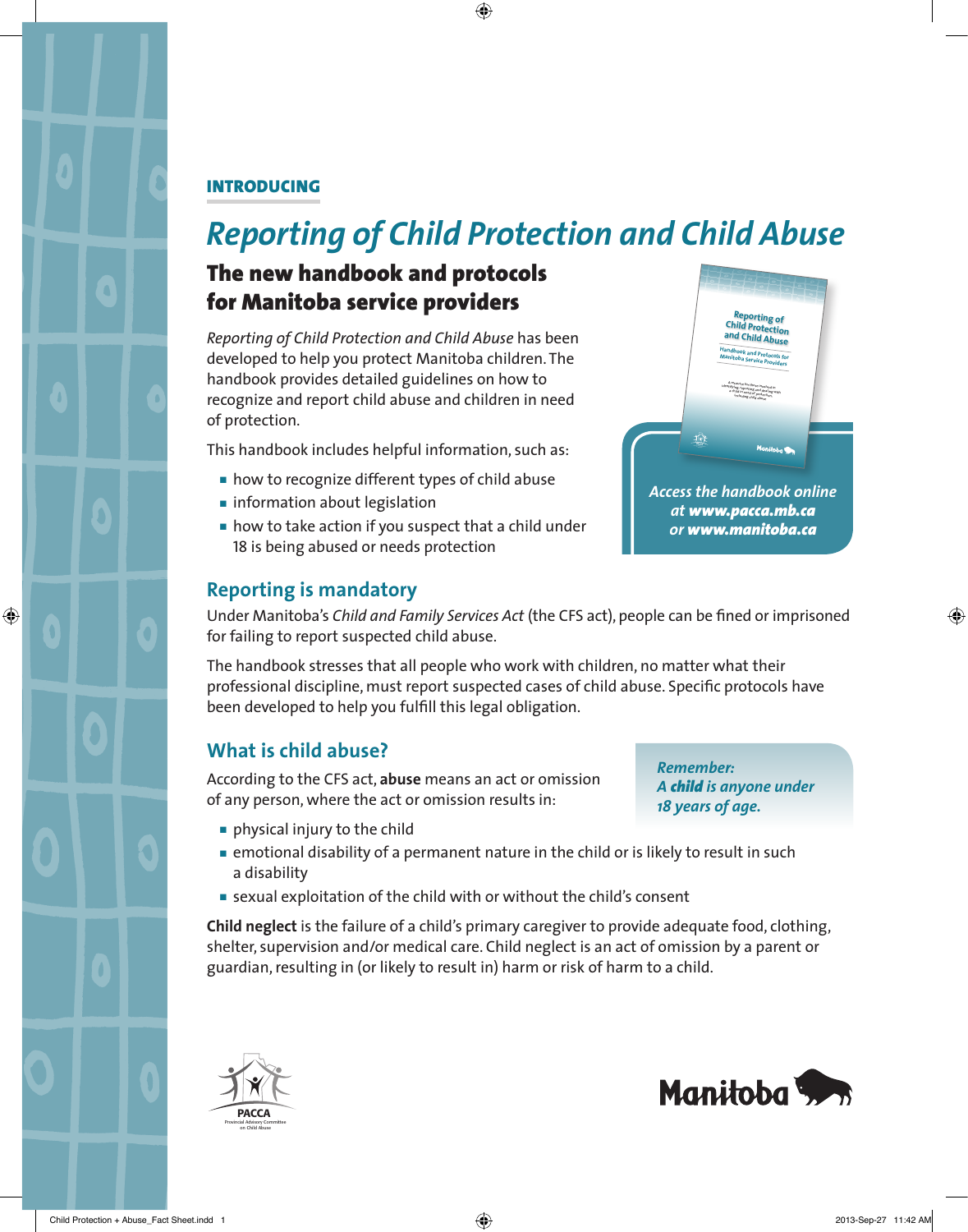INTRODUCING

# *Reporting of Child Protection and Child Abuse*

## The new handbook and protocols for Manitoba service providers

*Reporting of Child Protection and Child Abuse* has been developed to help you protect Manitoba children. The handbook provides detailed guidelines on how to recognize and report child abuse and children in need of protection.

This handbook includes helpful information, such as:

- how to recognize different types of child abuse
- information about legislation
- how to take action if you suspect that a child under 18 is being abused or needs protection

*Access the handbook online at* ***www.pacca.mb.ca*** *or* ***www.manitoba.ca***

## Reporting is mandatory

Under Manitoba's *Child and Family Services Act* (the CFS act), people can be fined or imprisoned for failing to report suspected child abuse.

The handbook stresses that all people who work with children, no matter what their professional discipline, must report suspected cases of child abuse. Specific protocols have been developed to help you fulfill this legal obligation.

## What is child abuse?

*Remember: A* ***child*** *is anyone under 18 years of age.*

According to the CFS act, **abuse** means an act or omission of any person, where the act or omission results in:

- physical injury to the child
- emotional disability of a permanent nature in the child or is likely to result in such a disability
- sexual exploitation of the child with or without the child's consent

**Child neglect** is the failure of a child's primary caregiver to provide adequate food, clothing, shelter, supervision and/or medical care. Child neglect is an act of omission by a parent or guardian, resulting in (or likely to result in) harm or risk of harm to a child.

PACCA
Provincial Advisory Committee on Child Abuse

Manitoba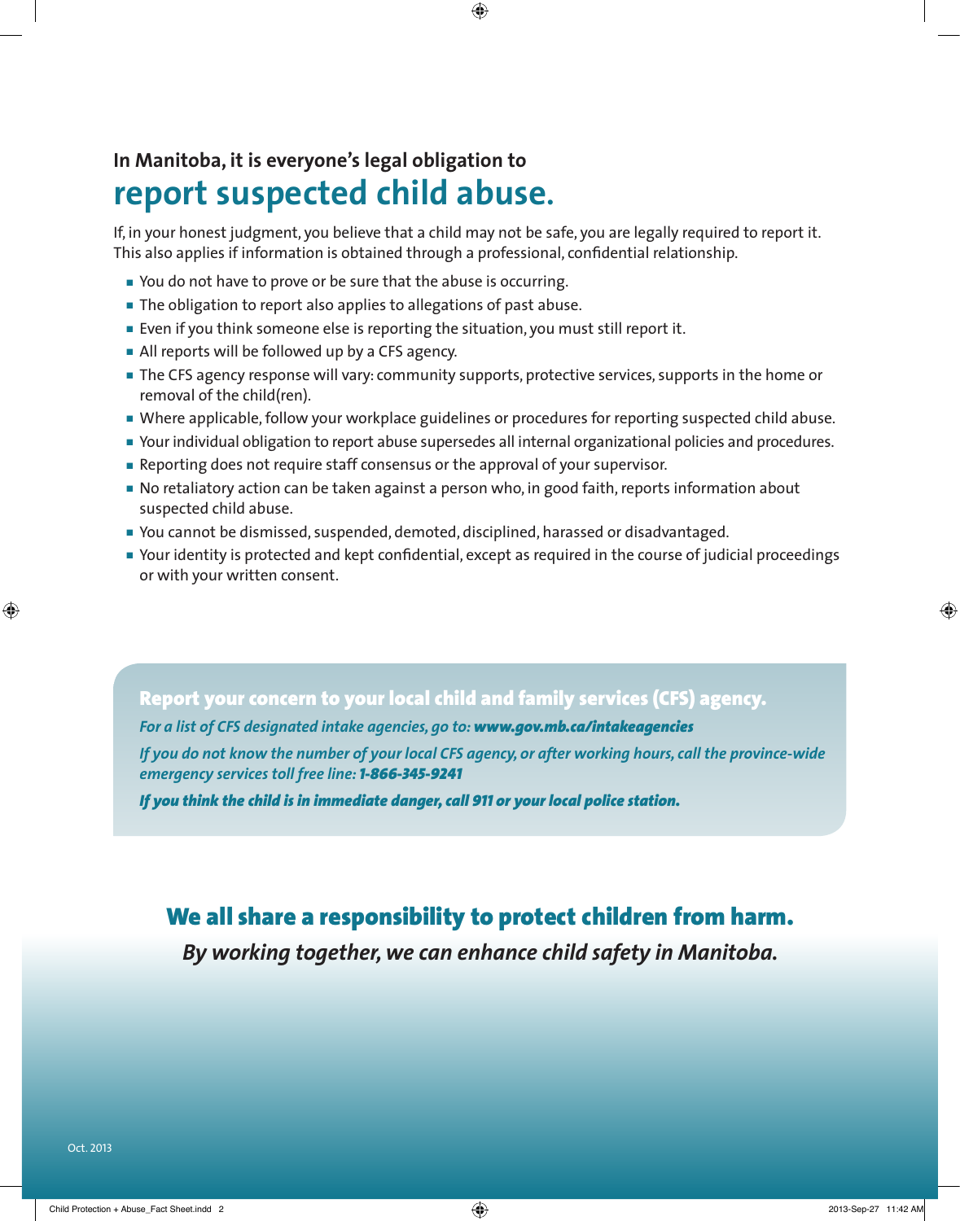**In Manitoba, it is everyone's legal obligation to**

# report suspected child abuse.

If, in your honest judgment, you believe that a child may not be safe, you are legally required to report it. This also applies if information is obtained through a professional, confidential relationship.

- You do not have to prove or be sure that the abuse is occurring.
- The obligation to report also applies to allegations of past abuse.
- Even if you think someone else is reporting the situation, you must still report it.
- All reports will be followed up by a CFS agency.
- The CFS agency response will vary: community supports, protective services, supports in the home or removal of the child(ren).
- Where applicable, follow your workplace guidelines or procedures for reporting suspected child abuse.
- Your individual obligation to report abuse supersedes all internal organizational policies and procedures.
- Reporting does not require staff consensus or the approval of your supervisor.
- No retaliatory action can be taken against a person who, in good faith, reports information about suspected child abuse.
- You cannot be dismissed, suspended, demoted, disciplined, harassed or disadvantaged.
- Your identity is protected and kept confidential, except as required in the course of judicial proceedings or with your written consent.

**Report your concern to your local child and family services (CFS) agency.**

*For a list of CFS designated intake agencies, go to:* ***www.gov.mb.ca/intakeagencies***

*If you do not know the number of your local CFS agency, or after working hours, call the province-wide emergency services toll free line:* ***1-866-345-9241***

***If you think the child is in immediate danger, call 911 or your local police station.***

## We all share a responsibility to protect children from harm.

***By working together, we can enhance child safety in Manitoba.***

Oct. 2013